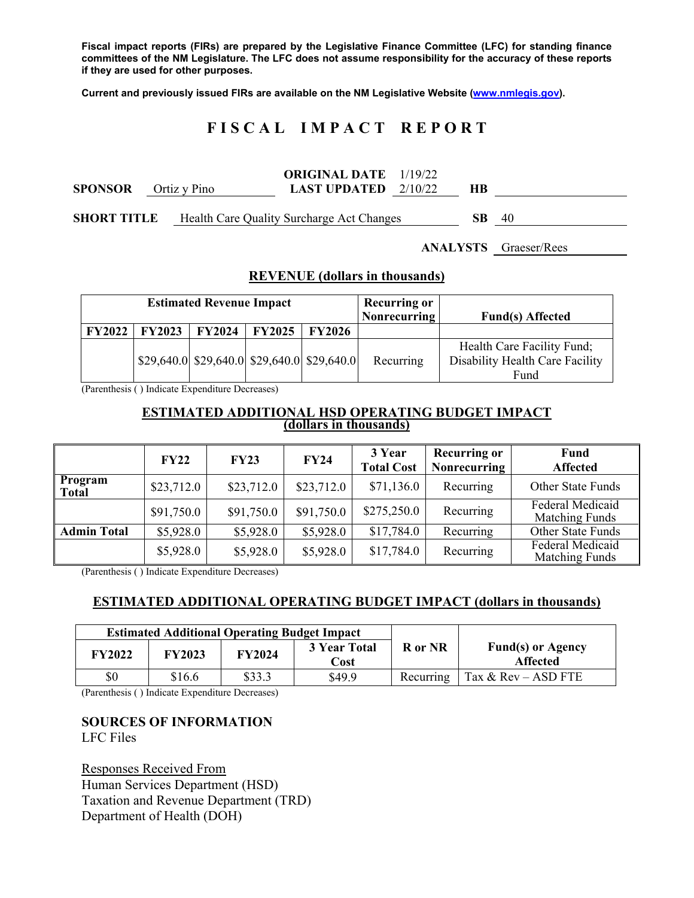**Fiscal impact reports (FIRs) are prepared by the Legislative Finance Committee (LFC) for standing finance committees of the NM Legislature. The LFC does not assume responsibility for the accuracy of these reports if they are used for other purposes.**

**Current and previously issued FIRs are available on the NM Legislative Website (www.nmlegis.gov).**

# F I S C A L   I M P A C T   R E P O R T

**SPONSOR** Ortiz y Pino

**ORIGINAL DATE** 1/19/22
**LAST UPDATED** 2/10/22

**HB**

**SHORT TITLE** Health Care Quality Surcharge Act Changes

**SB** 40

**ANALYSTS** Graeser/Rees

## REVENUE (dollars in thousands)

| Estimated Revenue Impact | | | | | Recurring or Nonrecurring | Fund(s) Affected |
|---|---|---|---|---|---|---|
| FY2022 | FY2023 | FY2024 | FY2025 | FY2026 | | |
| | $29,640.0 | $29,640.0 | $29,640.0 | $29,640.0 | Recurring | Health Care Facility Fund; Disability Health Care Facility Fund |

(Parenthesis ( ) Indicate Expenditure Decreases)

## ESTIMATED ADDITIONAL HSD OPERATING BUDGET IMPACT (dollars in thousands)

| | FY22 | FY23 | FY24 | 3 Year Total Cost | Recurring or Nonrecurring | Fund Affected |
|---|---|---|---|---|---|---|
| **Program Total** | $23,712.0 | $23,712.0 | $23,712.0 | $71,136.0 | Recurring | Other State Funds |
| | $91,750.0 | $91,750.0 | $91,750.0 | $275,250.0 | Recurring | Federal Medicaid Matching Funds |
| **Admin Total** | $5,928.0 | $5,928.0 | $5,928.0 | $17,784.0 | Recurring | Other State Funds |
| | $5,928.0 | $5,928.0 | $5,928.0 | $17,784.0 | Recurring | Federal Medicaid Matching Funds |

(Parenthesis ( ) Indicate Expenditure Decreases)

## ESTIMATED ADDITIONAL OPERATING BUDGET IMPACT (dollars in thousands)

| Estimated Additional Operating Budget Impact | | | | R or NR | Fund(s) or Agency Affected |
|---|---|---|---|---|---|
| FY2022 | FY2023 | FY2024 | 3 Year Total Cost | | |
| $0 | $16.6 | $33.3 | $49.9 | Recurring | Tax & Rev – ASD FTE |

(Parenthesis ( ) Indicate Expenditure Decreases)

## SOURCES OF INFORMATION

LFC Files

Responses Received From
Human Services Department (HSD)
Taxation and Revenue Department (TRD)
Department of Health (DOH)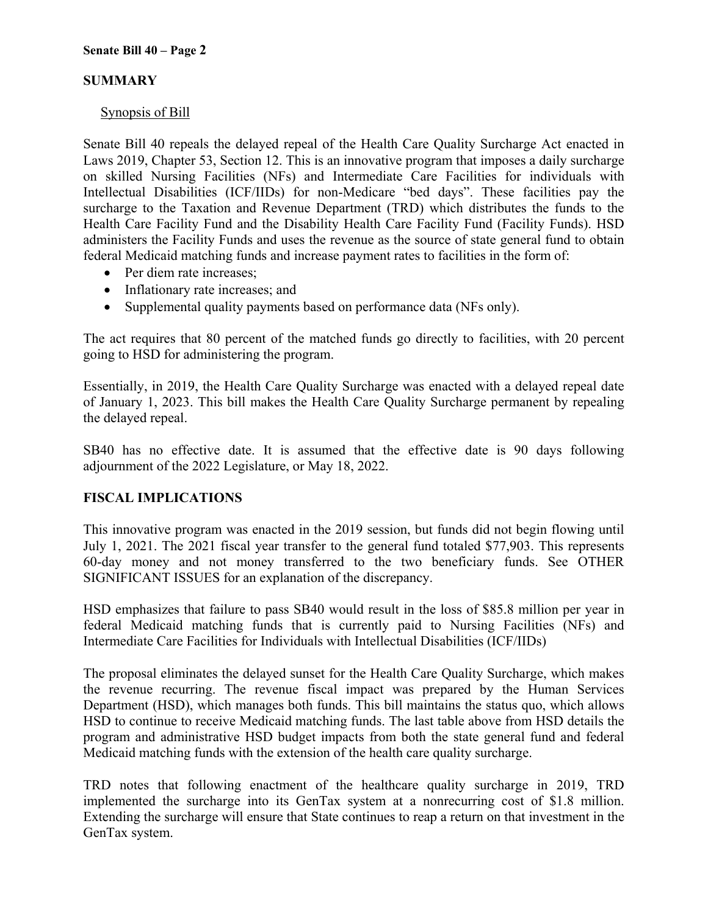## SUMMARY

Synopsis of Bill

Senate Bill 40 repeals the delayed repeal of the Health Care Quality Surcharge Act enacted in Laws 2019, Chapter 53, Section 12. This is an innovative program that imposes a daily surcharge on skilled Nursing Facilities (NFs) and Intermediate Care Facilities for individuals with Intellectual Disabilities (ICF/IIDs) for non-Medicare "bed days". These facilities pay the surcharge to the Taxation and Revenue Department (TRD) which distributes the funds to the Health Care Facility Fund and the Disability Health Care Facility Fund (Facility Funds). HSD administers the Facility Funds and uses the revenue as the source of state general fund to obtain federal Medicaid matching funds and increase payment rates to facilities in the form of:

- Per diem rate increases;
- Inflationary rate increases; and
- Supplemental quality payments based on performance data (NFs only).

The act requires that 80 percent of the matched funds go directly to facilities, with 20 percent going to HSD for administering the program.

Essentially, in 2019, the Health Care Quality Surcharge was enacted with a delayed repeal date of January 1, 2023. This bill makes the Health Care Quality Surcharge permanent by repealing the delayed repeal.

SB40 has no effective date. It is assumed that the effective date is 90 days following adjournment of the 2022 Legislature, or May 18, 2022.

## FISCAL IMPLICATIONS

This innovative program was enacted in the 2019 session, but funds did not begin flowing until July 1, 2021. The 2021 fiscal year transfer to the general fund totaled $77,903. This represents 60-day money and not money transferred to the two beneficiary funds. See OTHER SIGNIFICANT ISSUES for an explanation of the discrepancy.

HSD emphasizes that failure to pass SB40 would result in the loss of $85.8 million per year in federal Medicaid matching funds that is currently paid to Nursing Facilities (NFs) and Intermediate Care Facilities for Individuals with Intellectual Disabilities (ICF/IIDs)

The proposal eliminates the delayed sunset for the Health Care Quality Surcharge, which makes the revenue recurring. The revenue fiscal impact was prepared by the Human Services Department (HSD), which manages both funds. This bill maintains the status quo, which allows HSD to continue to receive Medicaid matching funds. The last table above from HSD details the program and administrative HSD budget impacts from both the state general fund and federal Medicaid matching funds with the extension of the health care quality surcharge.

TRD notes that following enactment of the healthcare quality surcharge in 2019, TRD implemented the surcharge into its GenTax system at a nonrecurring cost of $1.8 million. Extending the surcharge will ensure that State continues to reap a return on that investment in the GenTax system.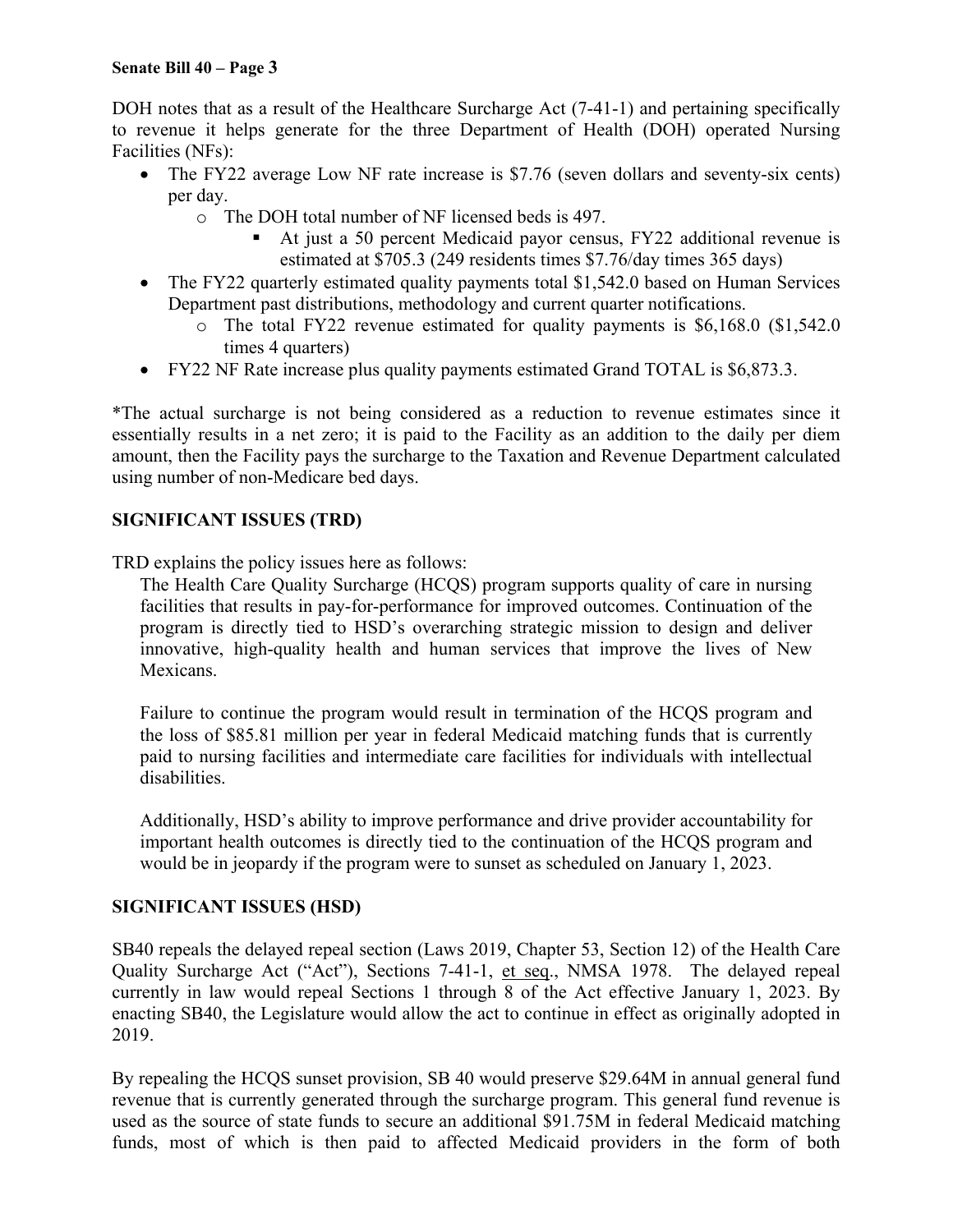DOH notes that as a result of the Healthcare Surcharge Act (7-41-1) and pertaining specifically to revenue it helps generate for the three Department of Health (DOH) operated Nursing Facilities (NFs):

- The FY22 average Low NF rate increase is $7.76 (seven dollars and seventy-six cents) per day.
    - The DOH total number of NF licensed beds is 497.
        - At just a 50 percent Medicaid payor census, FY22 additional revenue is estimated at $705.3 (249 residents times $7.76/day times 365 days)
- The FY22 quarterly estimated quality payments total $1,542.0 based on Human Services Department past distributions, methodology and current quarter notifications.
    - The total FY22 revenue estimated for quality payments is $6,168.0 ($1,542.0 times 4 quarters)
- FY22 NF Rate increase plus quality payments estimated Grand TOTAL is $6,873.3.

*The actual surcharge is not being considered as a reduction to revenue estimates since it essentially results in a net zero; it is paid to the Facility as an addition to the daily per diem amount, then the Facility pays the surcharge to the Taxation and Revenue Department calculated using number of non-Medicare bed days.

## SIGNIFICANT ISSUES (TRD)

TRD explains the policy issues here as follows:

> The Health Care Quality Surcharge (HCQS) program supports quality of care in nursing facilities that results in pay-for-performance for improved outcomes. Continuation of the program is directly tied to HSD's overarching strategic mission to design and deliver innovative, high-quality health and human services that improve the lives of New Mexicans.
>
> Failure to continue the program would result in termination of the HCQS program and the loss of $85.81 million per year in federal Medicaid matching funds that is currently paid to nursing facilities and intermediate care facilities for individuals with intellectual disabilities.
>
> Additionally, HSD's ability to improve performance and drive provider accountability for important health outcomes is directly tied to the continuation of the HCQS program and would be in jeopardy if the program were to sunset as scheduled on January 1, 2023.

## SIGNIFICANT ISSUES (HSD)

SB40 repeals the delayed repeal section (Laws 2019, Chapter 53, Section 12) of the Health Care Quality Surcharge Act ("Act"), Sections 7-41-1, et seq., NMSA 1978. The delayed repeal currently in law would repeal Sections 1 through 8 of the Act effective January 1, 2023. By enacting SB40, the Legislature would allow the act to continue in effect as originally adopted in 2019.

By repealing the HCQS sunset provision, SB 40 would preserve $29.64M in annual general fund revenue that is currently generated through the surcharge program. This general fund revenue is used as the source of state funds to secure an additional $91.75M in federal Medicaid matching funds, most of which is then paid to affected Medicaid providers in the form of both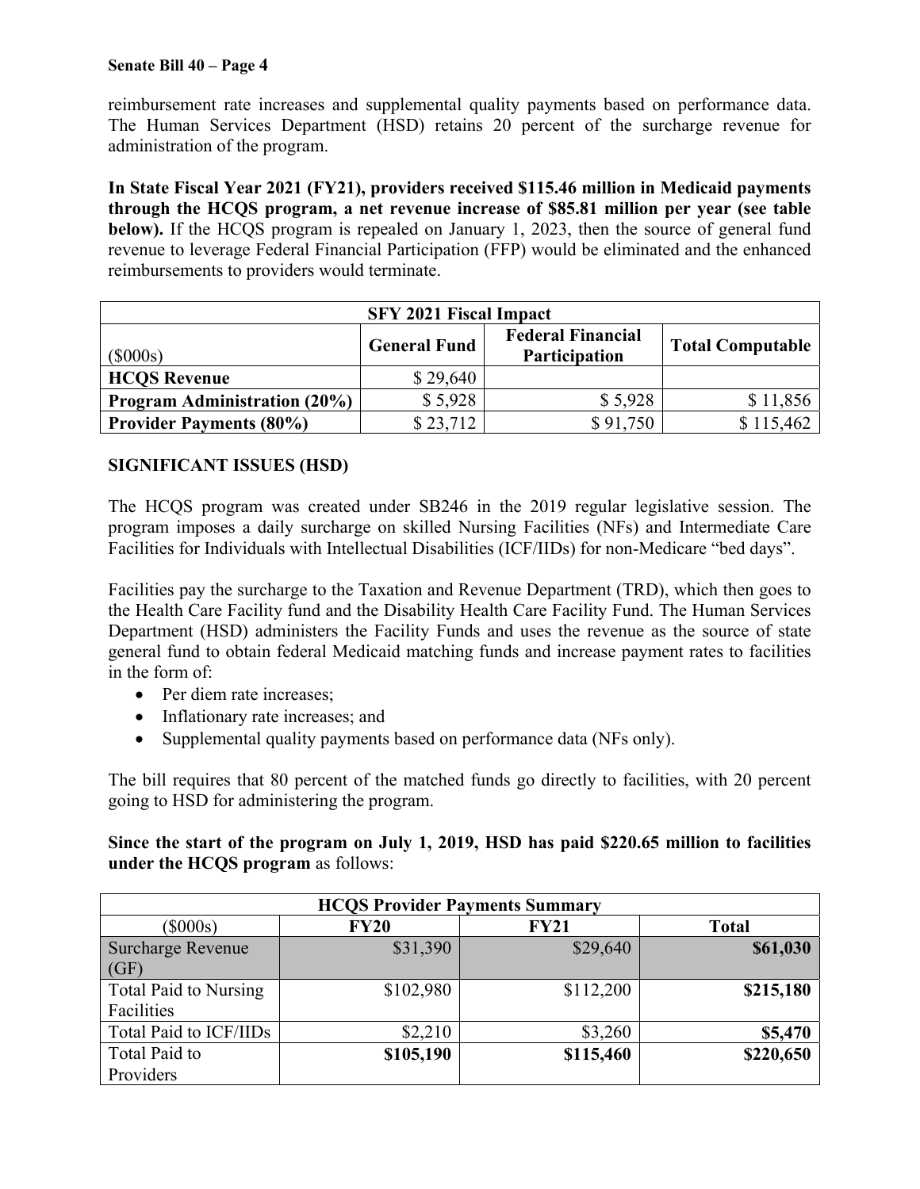reimbursement rate increases and supplemental quality payments based on performance data. The Human Services Department (HSD) retains 20 percent of the surcharge revenue for administration of the program.

**In State Fiscal Year 2021 (FY21), providers received $115.46 million in Medicaid payments through the HCQS program, a net revenue increase of $85.81 million per year (see table below).** If the HCQS program is repealed on January 1, 2023, then the source of general fund revenue to leverage Federal Financial Participation (FFP) would be eliminated and the enhanced reimbursements to providers would terminate.

| **SFY 2021 Fiscal Impact** | | | |
|---|---|---|---|
| ($000s) | **General Fund** | **Federal Financial Participation** | **Total Computable** |
| **HCQS Revenue** | $ 29,640 | | |
| **Program Administration (20%)** | $ 5,928 | $ 5,928 | $ 11,856 |
| **Provider Payments (80%)** | $ 23,712 | $ 91,750 | $ 115,462 |

**SIGNIFICANT ISSUES (HSD)**

The HCQS program was created under SB246 in the 2019 regular legislative session. The program imposes a daily surcharge on skilled Nursing Facilities (NFs) and Intermediate Care Facilities for Individuals with Intellectual Disabilities (ICF/IIDs) for non-Medicare "bed days".

Facilities pay the surcharge to the Taxation and Revenue Department (TRD), which then goes to the Health Care Facility fund and the Disability Health Care Facility Fund. The Human Services Department (HSD) administers the Facility Funds and uses the revenue as the source of state general fund to obtain federal Medicaid matching funds and increase payment rates to facilities in the form of:

- Per diem rate increases;
- Inflationary rate increases; and
- Supplemental quality payments based on performance data (NFs only).

The bill requires that 80 percent of the matched funds go directly to facilities, with 20 percent going to HSD for administering the program.

**Since the start of the program on July 1, 2019, HSD has paid $220.65 million to facilities under the HCQS program** as follows:

| **HCQS Provider Payments Summary** | | | |
|---|---|---|---|
| ($000s) | **FY20** | **FY21** | **Total** |
| Surcharge Revenue (GF) | $31,390 | $29,640 | **$61,030** |
| Total Paid to Nursing Facilities | $102,980 | $112,200 | **$215,180** |
| Total Paid to ICF/IIDs | $2,210 | $3,260 | **$5,470** |
| Total Paid to Providers | **$105,190** | **$115,460** | **$220,650** |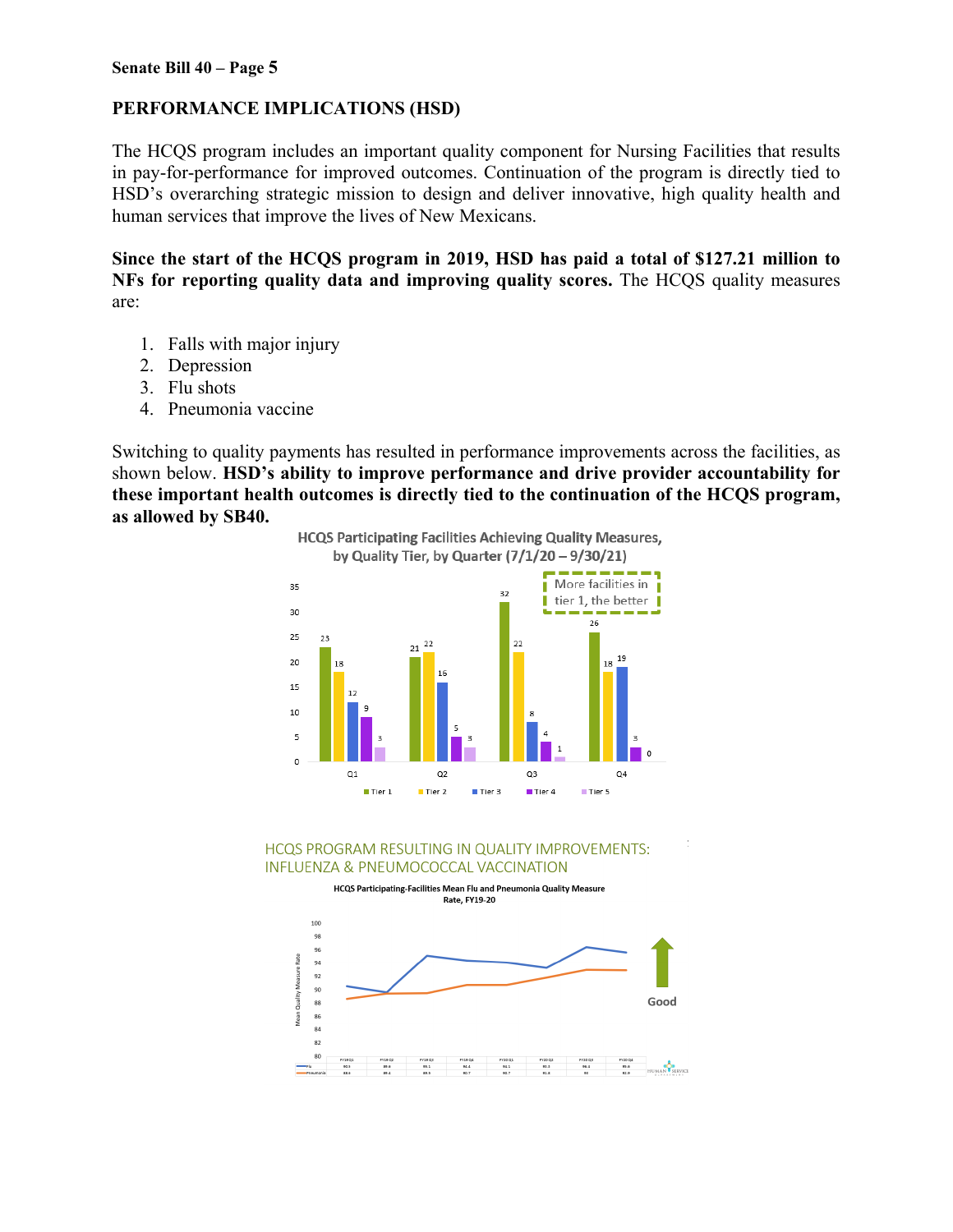**PERFORMANCE IMPLICATIONS (HSD)**

The HCQS program includes an important quality component for Nursing Facilities that results in pay-for-performance for improved outcomes. Continuation of the program is directly tied to HSD's overarching strategic mission to design and deliver innovative, high quality health and human services that improve the lives of New Mexicans.

**Since the start of the HCQS program in 2019, HSD has paid a total of $127.21 million to NFs for reporting quality data and improving quality scores.** The HCQS quality measures are:

1. Falls with major injury
2. Depression
3. Flu shots
4. Pneumonia vaccine

Switching to quality payments has resulted in performance improvements across the facilities, as shown below. **HSD's ability to improve performance and drive provider accountability for these important health outcomes is directly tied to the continuation of the HCQS program, as allowed by SB40.**

HCQS Participating Facilities Achieving Quality Measures, by Quality Tier, by Quarter (7/1/20 – 9/30/21)

More facilities in tier 1, the better

| | Tier 1 | Tier 2 | Tier 3 | Tier 4 | Tier 5 |
|---|---|---|---|---|---|
| Q1 | 23 | 18 | 12 | 9 | 3 |
| Q2 | 21 | 22 | 16 | 5 | 3 |
| Q3 | 32 | 22 | 8 | 4 | 1 |
| Q4 | 26 | 18 | 19 | 3 | 0 |

HCQS PROGRAM RESULTING IN QUALITY IMPROVEMENTS: INFLUENZA & PNEUMOCOCCAL VACCINATION

HCQS Participating-Facilities Mean Flu and Pneumonia Quality Measure Rate, FY19-20

| | FY19 Q1 | FY19 Q2 | FY19 Q3 | FY19 Q4 | FY20 Q1 | FY20 Q2 | FY20 Q3 | FY20 Q4 |
|---|---|---|---|---|---|---|---|---|
| Flu | 90.5 | 89.6 | 95.1 | 94.4 | 94.1 | 93.3 | 96.4 | 95.6 |
| Pneumonia | 88.6 | 89.4 | 89.5 | 90.7 | 90.7 | 91.8 | 93 | 92.9 |

Good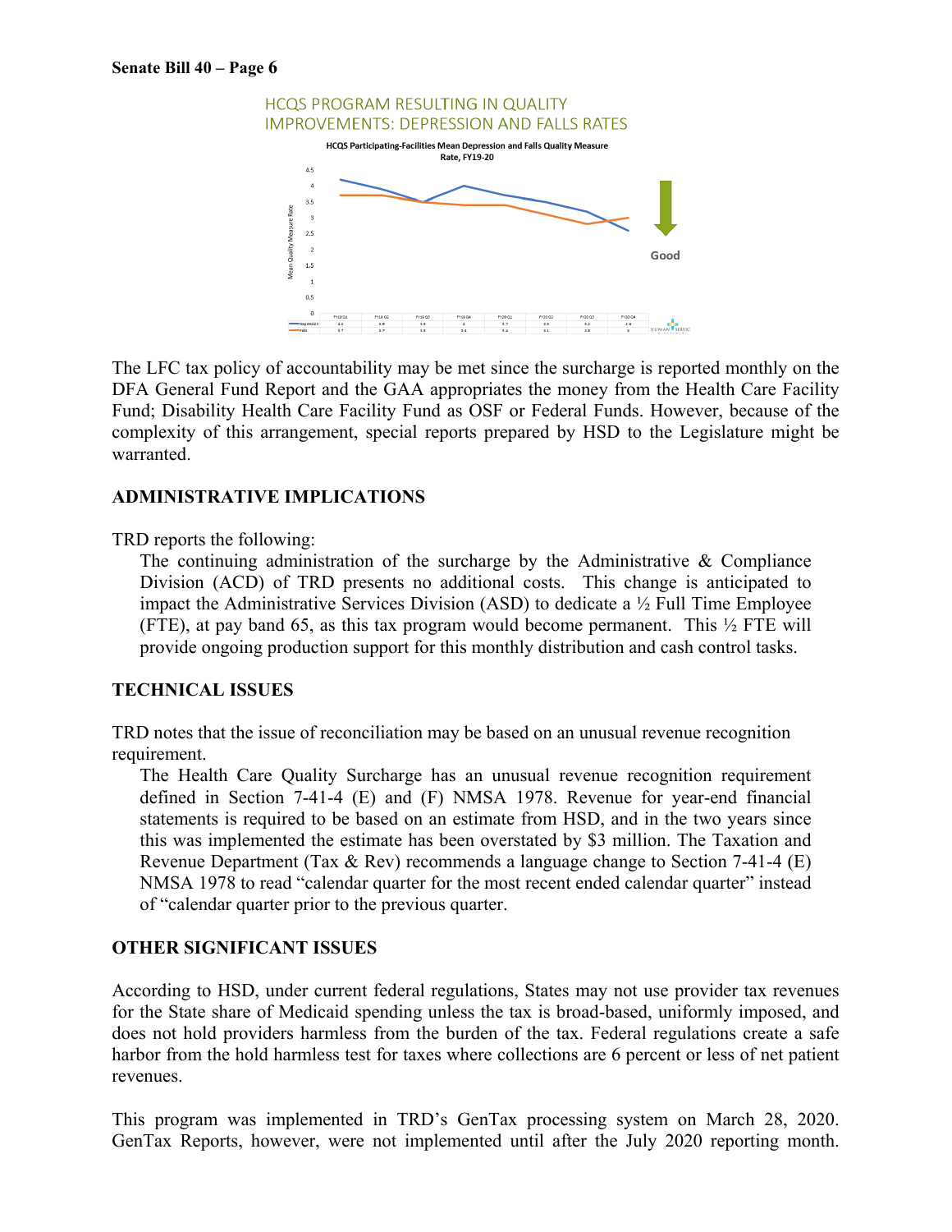HCQS PROGRAM RESULTING IN QUALITY IMPROVEMENTS: DEPRESSION AND FALLS RATES

HCQS Participating-Facilities Mean Depression and Falls Quality Measure Rate, FY19-20

| | FY19 Q1 | FY19 Q2 | FY19 Q3 | FY19 Q4 | FY20 Q1 | FY20 Q2 | FY20 Q3 | FY20 Q4 |
|---|---|---|---|---|---|---|---|---|
| Depression | 4.2 | 3.9 | 3.5 | 4 | 3.7 | 3.5 | 3.2 | 2.6 |
| Falls | 3.7 | 3.7 | 3.5 | 3.4 | 3.4 | 3.1 | 2.8 | 3 |

The LFC tax policy of accountability may be met since the surcharge is reported monthly on the DFA General Fund Report and the GAA appropriates the money from the Health Care Facility Fund; Disability Health Care Facility Fund as OSF or Federal Funds. However, because of the complexity of this arrangement, special reports prepared by HSD to the Legislature might be warranted.

## ADMINISTRATIVE IMPLICATIONS

TRD reports the following:

> The continuing administration of the surcharge by the Administrative & Compliance Division (ACD) of TRD presents no additional costs. This change is anticipated to impact the Administrative Services Division (ASD) to dedicate a ½ Full Time Employee (FTE), at pay band 65, as this tax program would become permanent. This ½ FTE will provide ongoing production support for this monthly distribution and cash control tasks.

## TECHNICAL ISSUES

TRD notes that the issue of reconciliation may be based on an unusual revenue recognition requirement.

> The Health Care Quality Surcharge has an unusual revenue recognition requirement defined in Section 7-41-4 (E) and (F) NMSA 1978. Revenue for year-end financial statements is required to be based on an estimate from HSD, and in the two years since this was implemented the estimate has been overstated by $3 million. The Taxation and Revenue Department (Tax & Rev) recommends a language change to Section 7-41-4 (E) NMSA 1978 to read "calendar quarter for the most recent ended calendar quarter" instead of "calendar quarter prior to the previous quarter.

## OTHER SIGNIFICANT ISSUES

According to HSD, under current federal regulations, States may not use provider tax revenues for the State share of Medicaid spending unless the tax is broad-based, uniformly imposed, and does not hold providers harmless from the burden of the tax. Federal regulations create a safe harbor from the hold harmless test for taxes where collections are 6 percent or less of net patient revenues.

This program was implemented in TRD's GenTax processing system on March 28, 2020. GenTax Reports, however, were not implemented until after the July 2020 reporting month.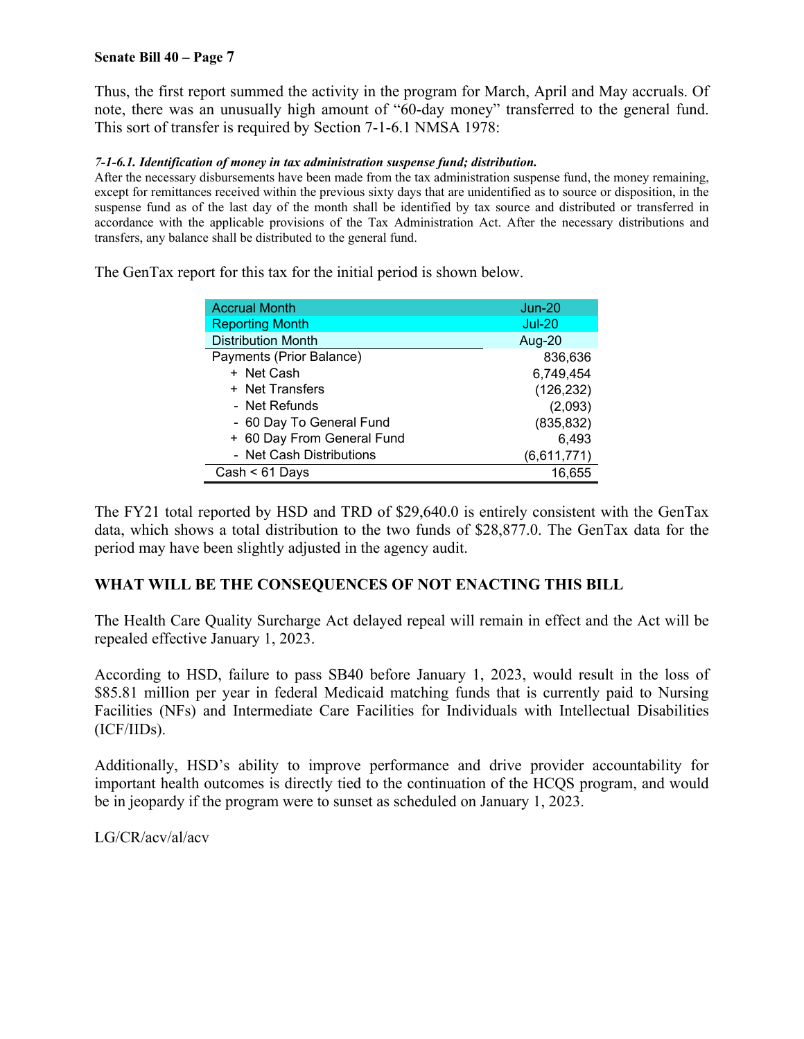Thus, the first report summed the activity in the program for March, April and May accruals. Of note, there was an unusually high amount of "60-day money" transferred to the general fund. This sort of transfer is required by Section 7-1-6.1 NMSA 1978:

***7-1-6.1. Identification of money in tax administration suspense fund; distribution.***
After the necessary disbursements have been made from the tax administration suspense fund, the money remaining, except for remittances received within the previous sixty days that are unidentified as to source or disposition, in the suspense fund as of the last day of the month shall be identified by tax source and distributed or transferred in accordance with the applicable provisions of the Tax Administration Act. After the necessary distributions and transfers, any balance shall be distributed to the general fund.

The GenTax report for this tax for the initial period is shown below.

| Accrual Month | Jun-20 |
|---|---|
| Reporting Month | Jul-20 |
| Distribution Month | Aug-20 |
| Payments (Prior Balance) | 836,636 |
| + Net Cash | 6,749,454 |
| + Net Transfers | (126,232) |
| - Net Refunds | (2,093) |
| - 60 Day To General Fund | (835,832) |
| + 60 Day From General Fund | 6,493 |
| - Net Cash Distributions | (6,611,771) |
| Cash < 61 Days | 16,655 |

The FY21 total reported by HSD and TRD of $29,640.0 is entirely consistent with the GenTax data, which shows a total distribution to the two funds of $28,877.0. The GenTax data for the period may have been slightly adjusted in the agency audit.

**WHAT WILL BE THE CONSEQUENCES OF NOT ENACTING THIS BILL**

The Health Care Quality Surcharge Act delayed repeal will remain in effect and the Act will be repealed effective January 1, 2023.

According to HSD, failure to pass SB40 before January 1, 2023, would result in the loss of $85.81 million per year in federal Medicaid matching funds that is currently paid to Nursing Facilities (NFs) and Intermediate Care Facilities for Individuals with Intellectual Disabilities (ICF/IIDs).

Additionally, HSD's ability to improve performance and drive provider accountability for important health outcomes is directly tied to the continuation of the HCQS program, and would be in jeopardy if the program were to sunset as scheduled on January 1, 2023.

LG/CR/acv/al/acv